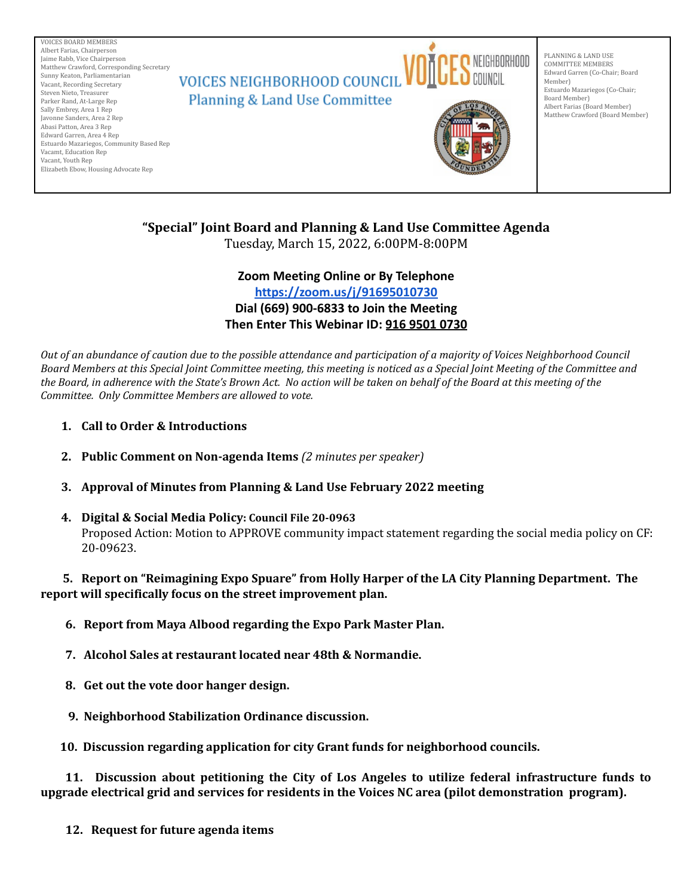VOICES BOARD MEMBERS
Albert Farias, Chairperson
Jaime Rabb, Vice Chairperson
Matthew Crawford, Corresponding Secretary
Sunny Keaton, Parliamentarian
Vacant, Recording Secretary
Steven Nieto, Treasurer
Parker Rand, At-Large Rep
Sally Embrey, Area 1 Rep
Javonne Sanders, Area 2 Rep
Abasi Patton, Area 3 Rep
Edward Garren, Area 4 Rep
Estuardo Mazariegos, Community Based Rep
Vacamt, Education Rep
Vacant, Youth Rep
Elizabeth Ebow, Housing Advocate Rep

VOICES NEIGHBORHOOD COUNCIL
Planning & Land Use Committee

PLANNING & LAND USE COMMITTEE MEMBERS
Edward Garren (Co-Chair; Board Member)
Estuardo Mazariegos (Co-Chair; Board Member)
Albert Farias (Board Member)
Matthew Crawford (Board Member)

## "Special" Joint Board and Planning & Land Use Committee Agenda

Tuesday, March 15, 2022, 6:00PM-8:00PM

**Zoom Meeting Online or By Telephone**
**https://zoom.us/j/91695010730**
**Dial (669) 900-6833 to Join the Meeting**
**Then Enter This Webinar ID: 916 9501 0730**

*Out of an abundance of caution due to the possible attendance and participation of a majority of Voices Neighborhood Council Board Members at this Special Joint Committee meeting, this meeting is noticed as a Special Joint Meeting of the Committee and the Board, in adherence with the State's Brown Act. No action will be taken on behalf of the Board at this meeting of the Committee. Only Committee Members are allowed to vote.*

1. **Call to Order & Introductions**
2. **Public Comment on Non-agenda Items** *(2 minutes per speaker)*
3. **Approval of Minutes from Planning & Land Use February 2022 meeting**
4. **Digital & Social Media Policy: Council File 20-0963**
   Proposed Action: Motion to APPROVE community impact statement regarding the social media policy on CF: 20-09623.
5. **Report on "Reimagining Expo Spuare" from Holly Harper of the LA City Planning Department. The report will specifically focus on the street improvement plan.**
6. **Report from Maya Albood regarding the Expo Park Master Plan.**
7. **Alcohol Sales at restaurant located near 48th & Normandie.**
8. **Get out the vote door hanger design.**
9. **Neighborhood Stabilization Ordinance discussion.**
10. **Discussion regarding application for city Grant funds for neighborhood councils.**
11. **Discussion about petitioning the City of Los Angeles to utilize federal infrastructure funds to upgrade electrical grid and services for residents in the Voices NC area (pilot demonstration program).**
12. **Request for future agenda items**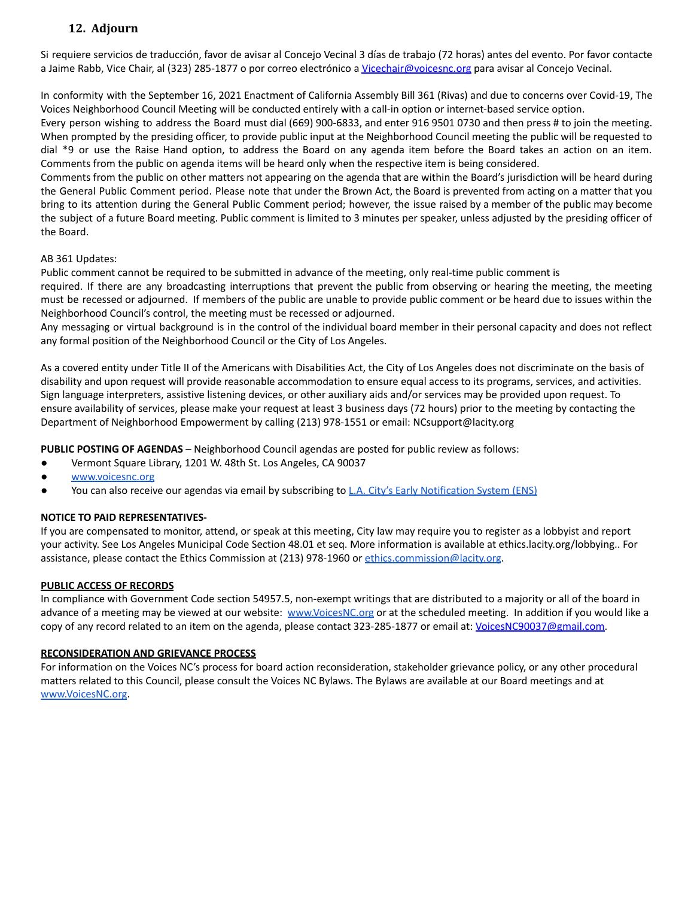### 12. Adjourn

Si requiere servicios de traducción, favor de avisar al Concejo Vecinal 3 días de trabajo (72 horas) antes del evento. Por favor contacte a Jaime Rabb, Vice Chair, al (323) 285-1877 o por correo electrónico a Vicechair@voicesnc.org para avisar al Concejo Vecinal.

In conformity with the September 16, 2021 Enactment of California Assembly Bill 361 (Rivas) and due to concerns over Covid-19, The Voices Neighborhood Council Meeting will be conducted entirely with a call-in option or internet-based service option.
Every person wishing to address the Board must dial (669) 900-6833, and enter 916 9501 0730 and then press # to join the meeting. When prompted by the presiding officer, to provide public input at the Neighborhood Council meeting the public will be requested to dial *9 or use the Raise Hand option, to address the Board on any agenda item before the Board takes an action on an item. Comments from the public on agenda items will be heard only when the respective item is being considered.
Comments from the public on other matters not appearing on the agenda that are within the Board's jurisdiction will be heard during the General Public Comment period. Please note that under the Brown Act, the Board is prevented from acting on a matter that you bring to its attention during the General Public Comment period; however, the issue raised by a member of the public may become the subject of a future Board meeting. Public comment is limited to 3 minutes per speaker, unless adjusted by the presiding officer of the Board.

AB 361 Updates:
Public comment cannot be required to be submitted in advance of the meeting, only real-time public comment is required. If there are any broadcasting interruptions that prevent the public from observing or hearing the meeting, the meeting must be recessed or adjourned. If members of the public are unable to provide public comment or be heard due to issues within the Neighborhood Council's control, the meeting must be recessed or adjourned.
Any messaging or virtual background is in the control of the individual board member in their personal capacity and does not reflect any formal position of the Neighborhood Council or the City of Los Angeles.

As a covered entity under Title II of the Americans with Disabilities Act, the City of Los Angeles does not discriminate on the basis of disability and upon request will provide reasonable accommodation to ensure equal access to its programs, services, and activities. Sign language interpreters, assistive listening devices, or other auxiliary aids and/or services may be provided upon request. To ensure availability of services, please make your request at least 3 business days (72 hours) prior to the meeting by contacting the Department of Neighborhood Empowerment by calling (213) 978-1551 or email: NCsupport@lacity.org

**PUBLIC POSTING OF AGENDAS** – Neighborhood Council agendas are posted for public review as follows:

- Vermont Square Library, 1201 W. 48th St. Los Angeles, CA 90037
- www.voicesnc.org
- You can also receive our agendas via email by subscribing to L.A. City's Early Notification System (ENS)

**NOTICE TO PAID REPRESENTATIVES-**
If you are compensated to monitor, attend, or speak at this meeting, City law may require you to register as a lobbyist and report your activity. See Los Angeles Municipal Code Section 48.01 et seq. More information is available at ethics.lacity.org/lobbying.. For assistance, please contact the Ethics Commission at (213) 978-1960 or ethics.commission@lacity.org.

**PUBLIC ACCESS OF RECORDS**
In compliance with Government Code section 54957.5, non-exempt writings that are distributed to a majority or all of the board in advance of a meeting may be viewed at our website: www.VoicesNC.org or at the scheduled meeting. In addition if you would like a copy of any record related to an item on the agenda, please contact 323-285-1877 or email at: VoicesNC90037@gmail.com.

**RECONSIDERATION AND GRIEVANCE PROCESS**
For information on the Voices NC's process for board action reconsideration, stakeholder grievance policy, or any other procedural matters related to this Council, please consult the Voices NC Bylaws. The Bylaws are available at our Board meetings and at www.VoicesNC.org.